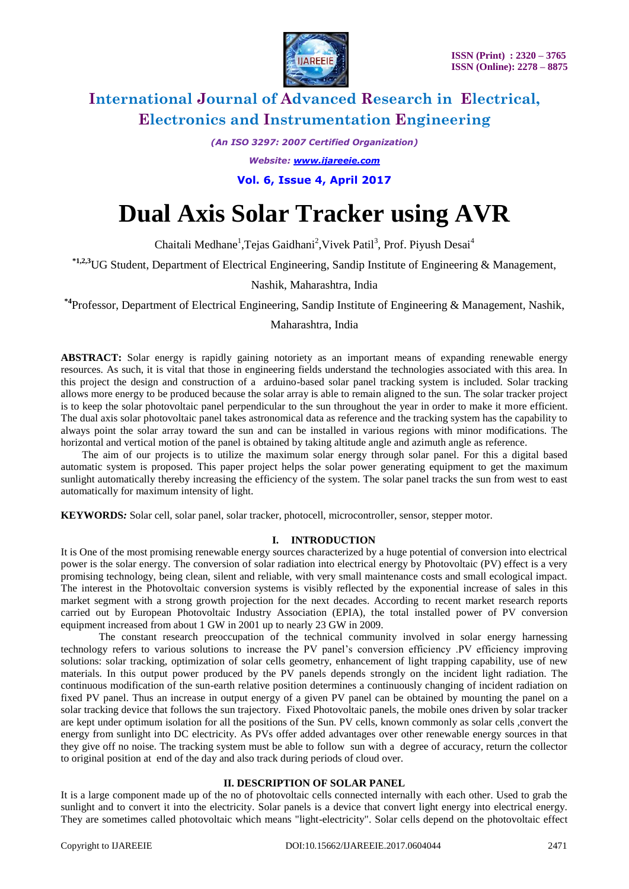# International Journal of Advanced Research in Electrical, Electronics and Instrumentation Engineering

*(An ISO 3297: 2007 Certified Organization)*

*Website: www.ijareeie.com*

**Vol. 6, Issue 4, April 2017**

# Dual Axis Solar Tracker using AVR

Chaitali Medhane[1],Tejas Gaidhani[2],Vivek Patil[3], Prof. Piyush Desai[4]

[*1,2,3]UG Student, Department of Electrical Engineering, Sandip Institute of Engineering & Management, Nashik, Maharashtra, India

[*4]Professor, Department of Electrical Engineering, Sandip Institute of Engineering & Management, Nashik, Maharashtra, India

**ABSTRACT:** Solar energy is rapidly gaining notoriety as an important means of expanding renewable energy resources. As such, it is vital that those in engineering fields understand the technologies associated with this area. In this project the design and construction of a arduino-based solar panel tracking system is included. Solar tracking allows more energy to be produced because the solar array is able to remain aligned to the sun. The solar tracker project is to keep the solar photovoltaic panel perpendicular to the sun throughout the year in order to make it more efficient. The dual axis solar photovoltaic panel takes astronomical data as reference and the tracking system has the capability to always point the solar array toward the sun and can be installed in various regions with minor modifications. The horizontal and vertical motion of the panel is obtained by taking altitude angle and azimuth angle as reference.

The aim of our projects is to utilize the maximum solar energy through solar panel. For this a digital based automatic system is proposed. This paper project helps the solar power generating equipment to get the maximum sunlight automatically thereby increasing the efficiency of the system. The solar panel tracks the sun from west to east automatically for maximum intensity of light.

**KEYWORDS:** Solar cell, solar panel, solar tracker, photocell, microcontroller, sensor, stepper motor.

## I. INTRODUCTION

It is One of the most promising renewable energy sources characterized by a huge potential of conversion into electrical power is the solar energy. The conversion of solar radiation into electrical energy by Photovoltaic (PV) effect is a very promising technology, being clean, silent and reliable, with very small maintenance costs and small ecological impact. The interest in the Photovoltaic conversion systems is visibly reflected by the exponential increase of sales in this market segment with a strong growth projection for the next decades. According to recent market research reports carried out by European Photovoltaic Industry Association (EPIA), the total installed power of PV conversion equipment increased from about 1 GW in 2001 up to nearly 23 GW in 2009.

The constant research preoccupation of the technical community involved in solar energy harnessing technology refers to various solutions to increase the PV panel's conversion efficiency .PV efficiency improving solutions: solar tracking, optimization of solar cells geometry, enhancement of light trapping capability, use of new materials. In this output power produced by the PV panels depends strongly on the incident light radiation. The continuous modification of the sun-earth relative position determines a continuously changing of incident radiation on fixed PV panel. Thus an increase in output energy of a given PV panel can be obtained by mounting the panel on a solar tracking device that follows the sun trajectory. Fixed Photovoltaic panels, the mobile ones driven by solar tracker are kept under optimum isolation for all the positions of the Sun. PV cells, known commonly as solar cells ,convert the energy from sunlight into DC electricity. As PVs offer added advantages over other renewable energy sources in that they give off no noise. The tracking system must be able to follow sun with a degree of accuracy, return the collector to original position at end of the day and also track during periods of cloud over.

## II. DESCRIPTION OF SOLAR PANEL

It is a large component made up of the no of photovoltaic cells connected internally with each other. Used to grab the sunlight and to convert it into the electricity. Solar panels is a device that convert light energy into electrical energy. They are sometimes called photovoltaic which means "light-electricity". Solar cells depend on the photovoltaic effect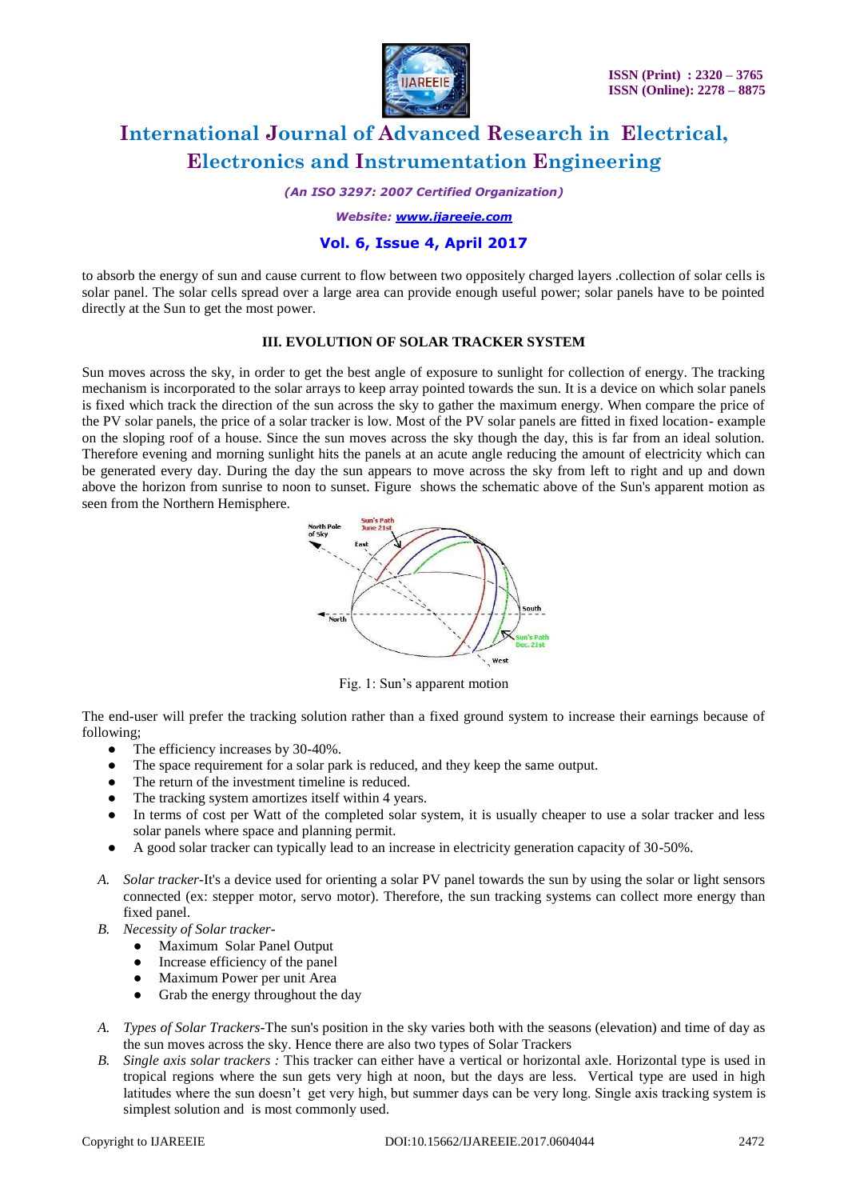to absorb the energy of sun and cause current to flow between two oppositely charged layers .collection of solar cells is solar panel. The solar cells spread over a large area can provide enough useful power; solar panels have to be pointed directly at the Sun to get the most power.

### III. EVOLUTION OF SOLAR TRACKER SYSTEM

Sun moves across the sky, in order to get the best angle of exposure to sunlight for collection of energy. The tracking mechanism is incorporated to the solar arrays to keep array pointed towards the sun. It is a device on which solar panels is fixed which track the direction of the sun across the sky to gather the maximum energy. When compare the price of the PV solar panels, the price of a solar tracker is low. Most of the PV solar panels are fitted in fixed location- example on the sloping roof of a house. Since the sun moves across the sky though the day, this is far from an ideal solution. Therefore evening and morning sunlight hits the panels at an acute angle reducing the amount of electricity which can be generated every day. During the day the sun appears to move across the sky from left to right and up and down above the horizon from sunrise to noon to sunset. Figure shows the schematic above of the Sun's apparent motion as seen from the Northern Hemisphere.

Fig. 1: Sun's apparent motion

The end-user will prefer the tracking solution rather than a fixed ground system to increase their earnings because of following;

- The efficiency increases by 30-40%.
- The space requirement for a solar park is reduced, and they keep the same output.
- The return of the investment timeline is reduced.
- The tracking system amortizes itself within 4 years.
- In terms of cost per Watt of the completed solar system, it is usually cheaper to use a solar tracker and less solar panels where space and planning permit.
- A good solar tracker can typically lead to an increase in electricity generation capacity of 30-50%.

A. *Solar tracker*-It's a device used for orienting a solar PV panel towards the sun by using the solar or light sensors connected (ex: stepper motor, servo motor). Therefore, the sun tracking systems can collect more energy than fixed panel.

B. *Necessity of Solar tracker*-
   - Maximum Solar Panel Output
   - Increase efficiency of the panel
   - Maximum Power per unit Area
   - Grab the energy throughout the day

A. *Types of Solar Trackers*-The sun's position in the sky varies both with the seasons (elevation) and time of day as the sun moves across the sky. Hence there are also two types of Solar Trackers

B. *Single axis solar trackers :* This tracker can either have a vertical or horizontal axle. Horizontal type is used in tropical regions where the sun gets very high at noon, but the days are less. Vertical type are used in high latitudes where the sun doesn't get very high, but summer days can be very long. Single axis tracking system is simplest solution and is most commonly used.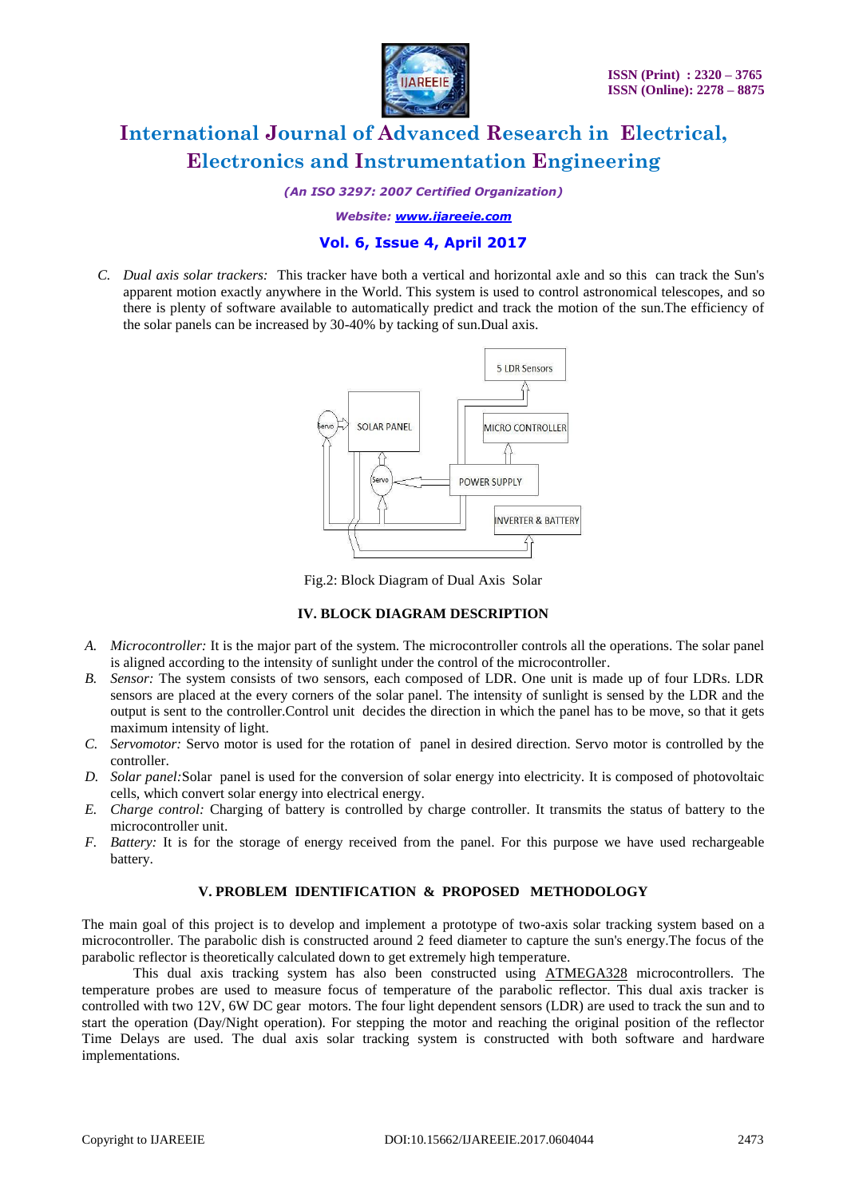C. *Dual axis solar trackers:* This tracker have both a vertical and horizontal axle and so this can track the Sun's apparent motion exactly anywhere in the World. This system is used to control astronomical telescopes, and so there is plenty of software available to automatically predict and track the motion of the sun.The efficiency of the solar panels can be increased by 30-40% by tacking of sun.Dual axis.

Fig.2: Block Diagram of Dual Axis Solar

### IV. BLOCK DIAGRAM DESCRIPTION

A. *Microcontroller:* It is the major part of the system. The microcontroller controls all the operations. The solar panel is aligned according to the intensity of sunlight under the control of the microcontroller.
B. *Sensor:* The system consists of two sensors, each composed of LDR. One unit is made up of four LDRs. LDR sensors are placed at the every corners of the solar panel. The intensity of sunlight is sensed by the LDR and the output is sent to the controller.Control unit decides the direction in which the panel has to be move, so that it gets maximum intensity of light.
C. *Servomotor:* Servo motor is used for the rotation of panel in desired direction. Servo motor is controlled by the controller.
D. *Solar panel:*Solar panel is used for the conversion of solar energy into electricity. It is composed of photovoltaic cells, which convert solar energy into electrical energy.
E. *Charge control:* Charging of battery is controlled by charge controller. It transmits the status of battery to the microcontroller unit.
F. *Battery:* It is for the storage of energy received from the panel. For this purpose we have used rechargeable battery.

### V. PROBLEM IDENTIFICATION & PROPOSED METHODOLOGY

The main goal of this project is to develop and implement a prototype of two-axis solar tracking system based on a microcontroller. The parabolic dish is constructed around 2 feed diameter to capture the sun's energy.The focus of the parabolic reflector is theoretically calculated down to get extremely high temperature.

This dual axis tracking system has also been constructed using ATMEGA328 microcontrollers. The temperature probes are used to measure focus of temperature of the parabolic reflector. This dual axis tracker is controlled with two 12V, 6W DC gear motors. The four light dependent sensors (LDR) are used to track the sun and to start the operation (Day/Night operation). For stepping the motor and reaching the original position of the reflector Time Delays are used. The dual axis solar tracking system is constructed with both software and hardware implementations.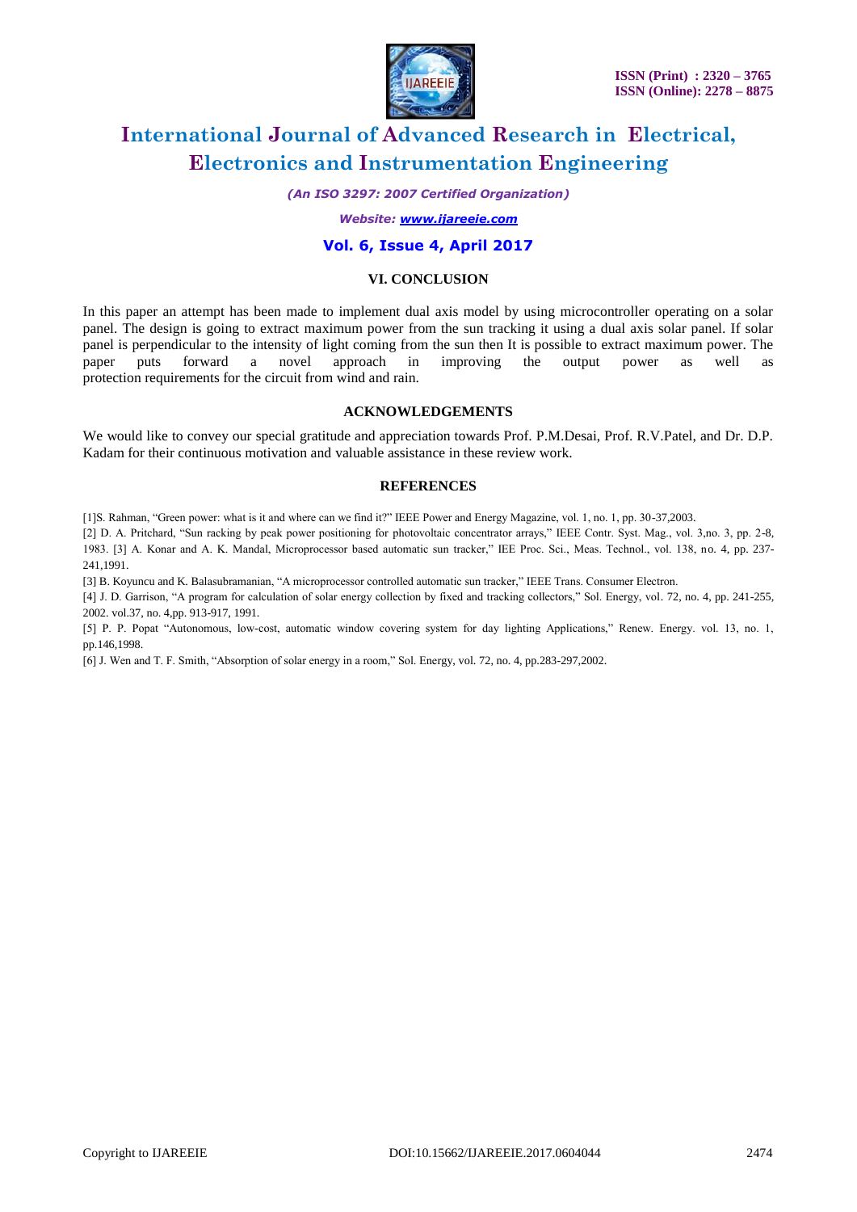## VI. CONCLUSION

In this paper an attempt has been made to implement dual axis model by using microcontroller operating on a solar panel. The design is going to extract maximum power from the sun tracking it using a dual axis solar panel. If solar panel is perpendicular to the intensity of light coming from the sun then It is possible to extract maximum power. The paper puts forward a novel approach in improving the output power as well as protection requirements for the circuit from wind and rain.

## ACKNOWLEDGEMENTS

We would like to convey our special gratitude and appreciation towards Prof. P.M.Desai, Prof. R.V.Patel, and Dr. D.P. Kadam for their continuous motivation and valuable assistance in these review work.

## REFERENCES

[1]S. Rahman, "Green power: what is it and where can we find it?" IEEE Power and Energy Magazine, vol. 1, no. 1, pp. 30-37,2003.

[2] D. A. Pritchard, "Sun racking by peak power positioning for photovoltaic concentrator arrays," IEEE Contr. Syst. Mag., vol. 3,no. 3, pp. 2-8, 1983. [3] A. Konar and A. K. Mandal, Microprocessor based automatic sun tracker," IEE Proc. Sci., Meas. Technol., vol. 138, no. 4, pp. 237-241,1991.

[3] B. Koyuncu and K. Balasubramanian, "A microprocessor controlled automatic sun tracker," IEEE Trans. Consumer Electron.

[4] J. D. Garrison, "A program for calculation of solar energy collection by fixed and tracking collectors," Sol. Energy, vol. 72, no. 4, pp. 241-255, 2002. vol.37, no. 4,pp. 913-917, 1991.

[5] P. P. Popat "Autonomous, low-cost, automatic window covering system for day lighting Applications," Renew. Energy. vol. 13, no. 1, pp.146,1998.

[6] J. Wen and T. F. Smith, "Absorption of solar energy in a room," Sol. Energy, vol. 72, no. 4, pp.283-297,2002.